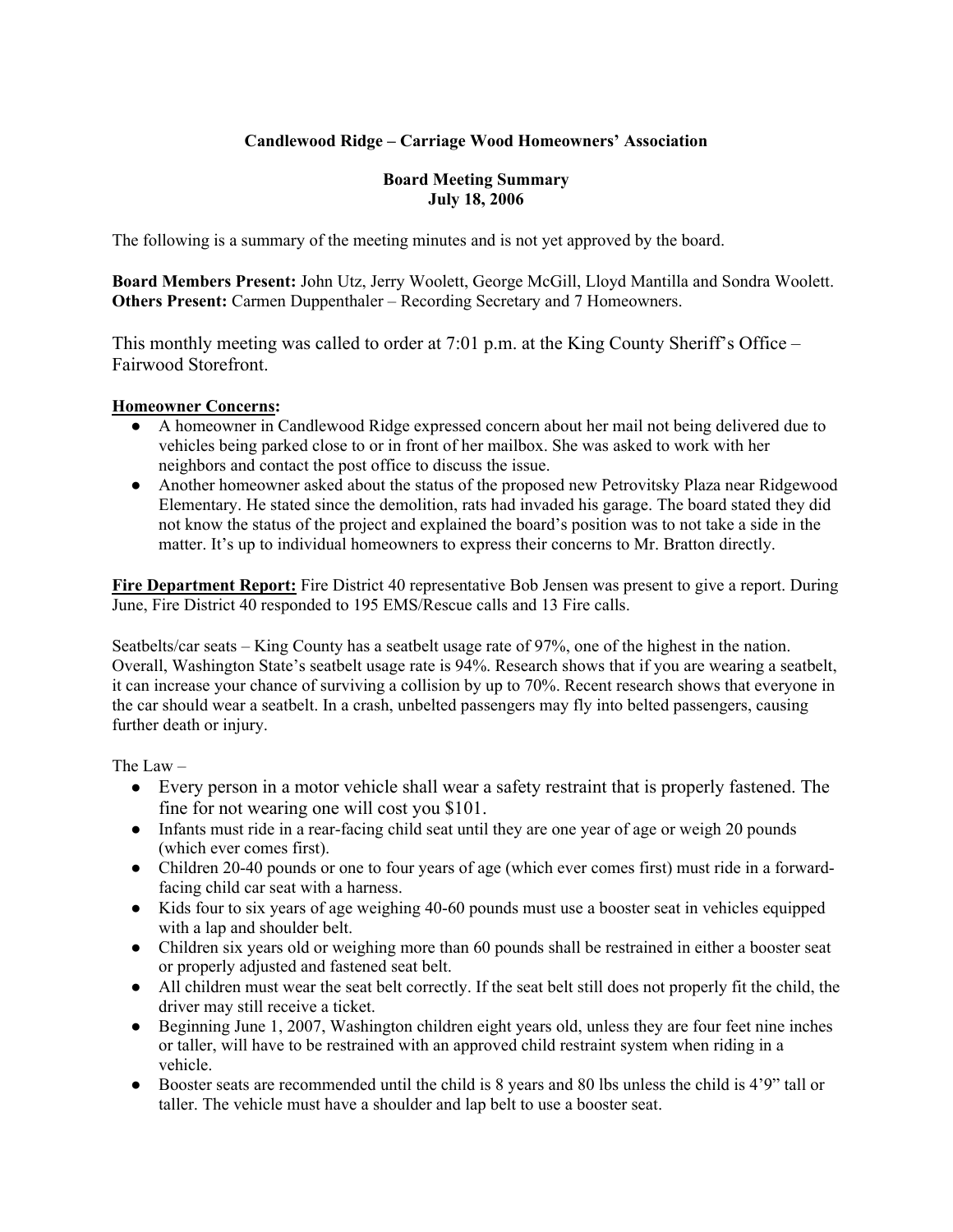# Candlewood Ridge – Carriage Wood Homeowners' Association

## Board Meeting Summary
## July 18, 2006

The following is a summary of the meeting minutes and is not yet approved by the board.

**Board Members Present:** John Utz, Jerry Woolett, George McGill, Lloyd Mantilla and Sondra Woolett.
**Others Present:** Carmen Duppenthaler – Recording Secretary and 7 Homeowners.

This monthly meeting was called to order at 7:01 p.m. at the King County Sheriff's Office – Fairwood Storefront.

**Homeowner Concerns:**

- A homeowner in Candlewood Ridge expressed concern about her mail not being delivered due to vehicles being parked close to or in front of her mailbox. She was asked to work with her neighbors and contact the post office to discuss the issue.
- Another homeowner asked about the status of the proposed new Petrovitsky Plaza near Ridgewood Elementary. He stated since the demolition, rats had invaded his garage. The board stated they did not know the status of the project and explained the board's position was to not take a side in the matter. It's up to individual homeowners to express their concerns to Mr. Bratton directly.

**Fire Department Report:** Fire District 40 representative Bob Jensen was present to give a report. During June, Fire District 40 responded to 195 EMS/Rescue calls and 13 Fire calls.

Seatbelts/car seats – King County has a seatbelt usage rate of 97%, one of the highest in the nation. Overall, Washington State's seatbelt usage rate is 94%. Research shows that if you are wearing a seatbelt, it can increase your chance of surviving a collision by up to 70%. Recent research shows that everyone in the car should wear a seatbelt. In a crash, unbelted passengers may fly into belted passengers, causing further death or injury.

The Law –

- Every person in a motor vehicle shall wear a safety restraint that is properly fastened. The fine for not wearing one will cost you $101.
- Infants must ride in a rear-facing child seat until they are one year of age or weigh 20 pounds (which ever comes first).
- Children 20-40 pounds or one to four years of age (which ever comes first) must ride in a forward-facing child car seat with a harness.
- Kids four to six years of age weighing 40-60 pounds must use a booster seat in vehicles equipped with a lap and shoulder belt.
- Children six years old or weighing more than 60 pounds shall be restrained in either a booster seat or properly adjusted and fastened seat belt.
- All children must wear the seat belt correctly. If the seat belt still does not properly fit the child, the driver may still receive a ticket.
- Beginning June 1, 2007, Washington children eight years old, unless they are four feet nine inches or taller, will have to be restrained with an approved child restraint system when riding in a vehicle.
- Booster seats are recommended until the child is 8 years and 80 lbs unless the child is 4'9" tall or taller. The vehicle must have a shoulder and lap belt to use a booster seat.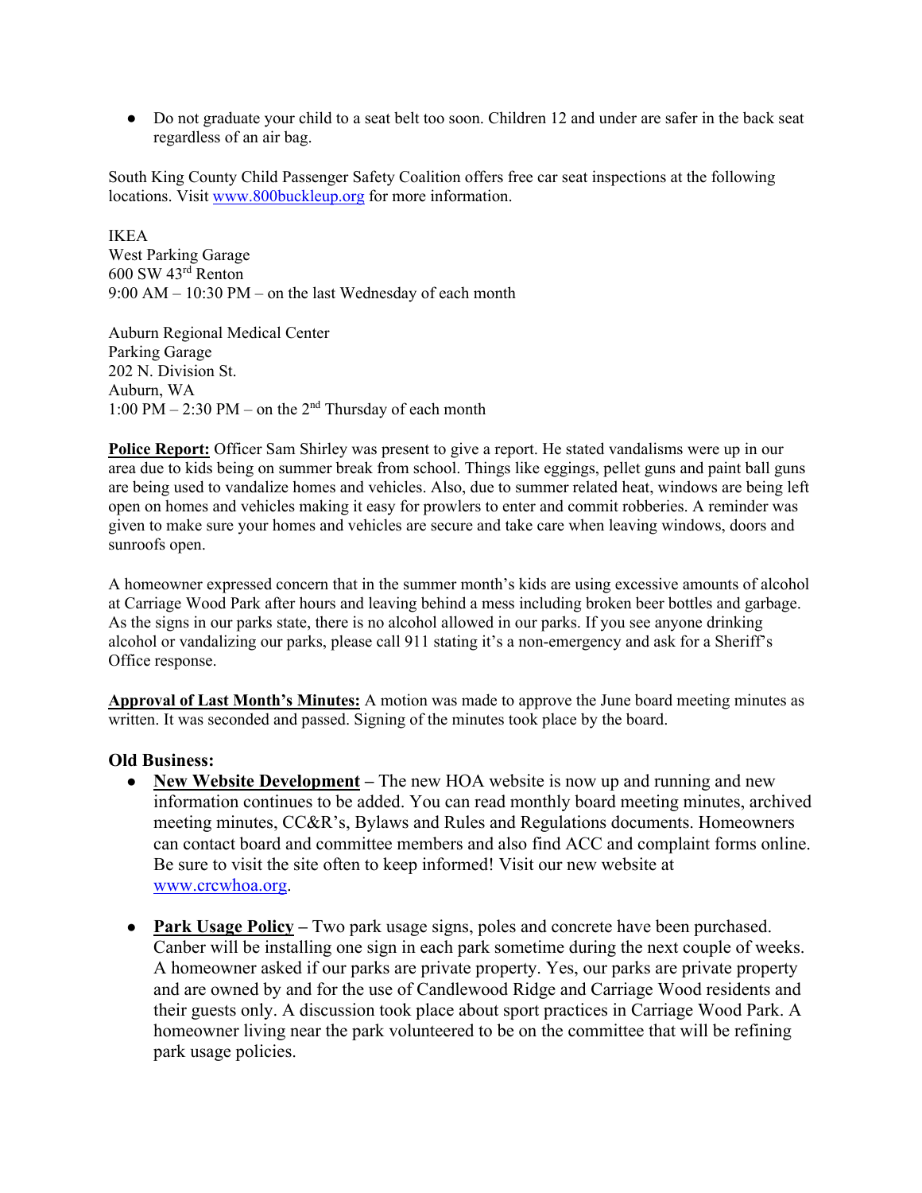- Do not graduate your child to a seat belt too soon. Children 12 and under are safer in the back seat regardless of an air bag.

South King County Child Passenger Safety Coalition offers free car seat inspections at the following locations. Visit [www.800buckleup.org](http://www.800buckleup.org) for more information.

IKEA
West Parking Garage
600 SW 43rd Renton
9:00 AM – 10:30 PM – on the last Wednesday of each month

Auburn Regional Medical Center
Parking Garage
202 N. Division St.
Auburn, WA
1:00 PM – 2:30 PM – on the 2nd Thursday of each month

**Police Report:** Officer Sam Shirley was present to give a report. He stated vandalisms were up in our area due to kids being on summer break from school. Things like eggings, pellet guns and paint ball guns are being used to vandalize homes and vehicles. Also, due to summer related heat, windows are being left open on homes and vehicles making it easy for prowlers to enter and commit robberies. A reminder was given to make sure your homes and vehicles are secure and take care when leaving windows, doors and sunroofs open.

A homeowner expressed concern that in the summer month's kids are using excessive amounts of alcohol at Carriage Wood Park after hours and leaving behind a mess including broken beer bottles and garbage. As the signs in our parks state, there is no alcohol allowed in our parks. If you see anyone drinking alcohol or vandalizing our parks, please call 911 stating it's a non-emergency and ask for a Sheriff's Office response.

**Approval of Last Month's Minutes:** A motion was made to approve the June board meeting minutes as written. It was seconded and passed. Signing of the minutes took place by the board.

### Old Business:

- **New Website Development** – The new HOA website is now up and running and new information continues to be added. You can read monthly board meeting minutes, archived meeting minutes, CC&R's, Bylaws and Rules and Regulations documents. Homeowners can contact board and committee members and also find ACC and complaint forms online. Be sure to visit the site often to keep informed! Visit our new website at [www.crcwhoa.org](http://www.crcwhoa.org).

- **Park Usage Policy** – Two park usage signs, poles and concrete have been purchased. Canber will be installing one sign in each park sometime during the next couple of weeks. A homeowner asked if our parks are private property. Yes, our parks are private property and are owned by and for the use of Candlewood Ridge and Carriage Wood residents and their guests only. A discussion took place about sport practices in Carriage Wood Park. A homeowner living near the park volunteered to be on the committee that will be refining park usage policies.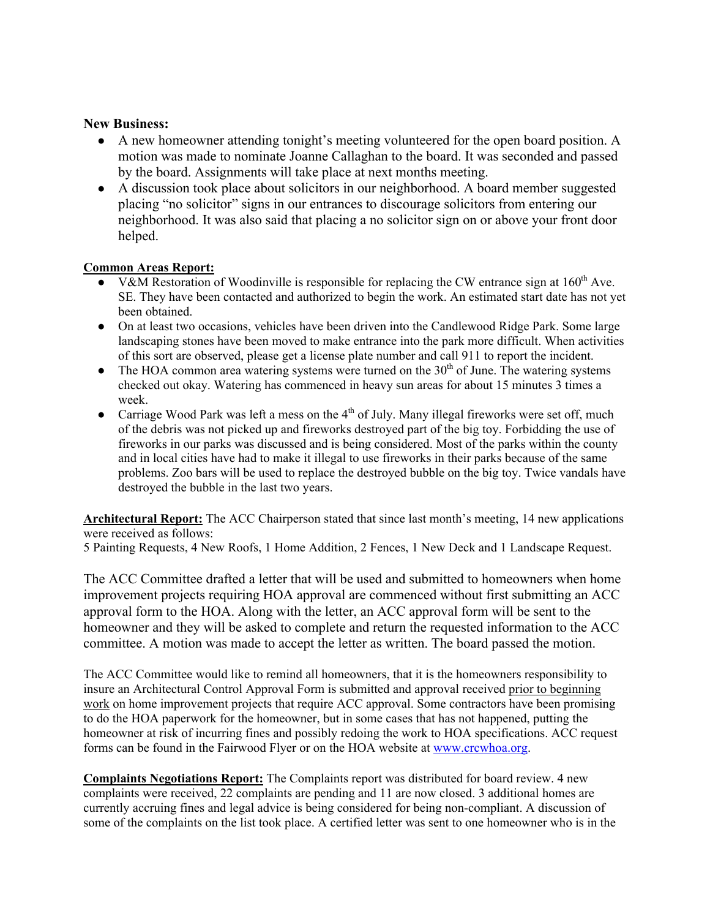**New Business:**

- A new homeowner attending tonight's meeting volunteered for the open board position. A motion was made to nominate Joanne Callaghan to the board. It was seconded and passed by the board. Assignments will take place at next months meeting.
- A discussion took place about solicitors in our neighborhood. A board member suggested placing "no solicitor" signs in our entrances to discourage solicitors from entering our neighborhood. It was also said that placing a no solicitor sign on or above your front door helped.

**Common Areas Report:**

- V&M Restoration of Woodinville is responsible for replacing the CW entrance sign at 160th Ave. SE. They have been contacted and authorized to begin the work. An estimated start date has not yet been obtained.
- On at least two occasions, vehicles have been driven into the Candlewood Ridge Park. Some large landscaping stones have been moved to make entrance into the park more difficult. When activities of this sort are observed, please get a license plate number and call 911 to report the incident.
- The HOA common area watering systems were turned on the 30th of June. The watering systems checked out okay. Watering has commenced in heavy sun areas for about 15 minutes 3 times a week.
- Carriage Wood Park was left a mess on the 4th of July. Many illegal fireworks were set off, much of the debris was not picked up and fireworks destroyed part of the big toy. Forbidding the use of fireworks in our parks was discussed and is being considered. Most of the parks within the county and in local cities have had to make it illegal to use fireworks in their parks because of the same problems. Zoo bars will be used to replace the destroyed bubble on the big toy. Twice vandals have destroyed the bubble in the last two years.

**Architectural Report:** The ACC Chairperson stated that since last month's meeting, 14 new applications were received as follows:
5 Painting Requests, 4 New Roofs, 1 Home Addition, 2 Fences, 1 New Deck and 1 Landscape Request.

The ACC Committee drafted a letter that will be used and submitted to homeowners when home improvement projects requiring HOA approval are commenced without first submitting an ACC approval form to the HOA. Along with the letter, an ACC approval form will be sent to the homeowner and they will be asked to complete and return the requested information to the ACC committee. A motion was made to accept the letter as written. The board passed the motion.

The ACC Committee would like to remind all homeowners, that it is the homeowners responsibility to insure an Architectural Control Approval Form is submitted and approval received prior to beginning work on home improvement projects that require ACC approval. Some contractors have been promising to do the HOA paperwork for the homeowner, but in some cases that has not happened, putting the homeowner at risk of incurring fines and possibly redoing the work to HOA specifications. ACC request forms can be found in the Fairwood Flyer or on the HOA website at www.crcwhoa.org.

**Complaints Negotiations Report:** The Complaints report was distributed for board review. 4 new complaints were received, 22 complaints are pending and 11 are now closed. 3 additional homes are currently accruing fines and legal advice is being considered for being non-compliant. A discussion of some of the complaints on the list took place. A certified letter was sent to one homeowner who is in the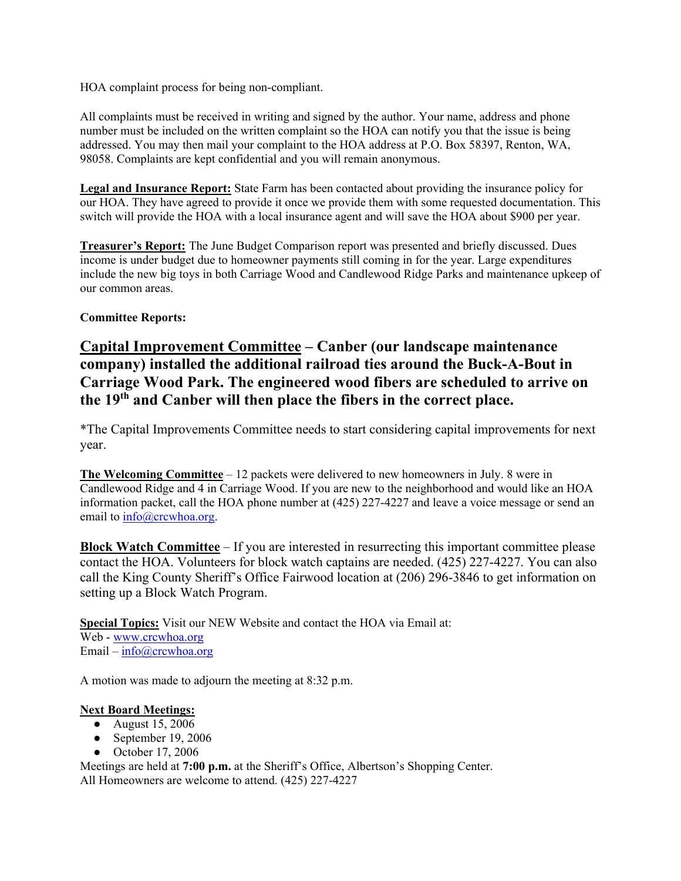HOA complaint process for being non-compliant.

All complaints must be received in writing and signed by the author. Your name, address and phone number must be included on the written complaint so the HOA can notify you that the issue is being addressed. You may then mail your complaint to the HOA address at P.O. Box 58397, Renton, WA, 98058. Complaints are kept confidential and you will remain anonymous.

**Legal and Insurance Report:** State Farm has been contacted about providing the insurance policy for our HOA. They have agreed to provide it once we provide them with some requested documentation. This switch will provide the HOA with a local insurance agent and will save the HOA about $900 per year.

**Treasurer's Report:** The June Budget Comparison report was presented and briefly discussed. Dues income is under budget due to homeowner payments still coming in for the year. Large expenditures include the new big toys in both Carriage Wood and Candlewood Ridge Parks and maintenance upkeep of our common areas.

**Committee Reports:**

**Capital Improvement Committee – Canber (our landscape maintenance company) installed the additional railroad ties around the Buck-A-Bout in Carriage Wood Park. The engineered wood fibers are scheduled to arrive on the 19th and Canber will then place the fibers in the correct place.**

*The Capital Improvements Committee needs to start considering capital improvements for next year.

**The Welcoming Committee** – 12 packets were delivered to new homeowners in July. 8 were in Candlewood Ridge and 4 in Carriage Wood. If you are new to the neighborhood and would like an HOA information packet, call the HOA phone number at (425) 227-4227 and leave a voice message or send an email to info@crcwhoa.org.

**Block Watch Committee** – If you are interested in resurrecting this important committee please contact the HOA. Volunteers for block watch captains are needed. (425) 227-4227. You can also call the King County Sheriff's Office Fairwood location at (206) 296-3846 to get information on setting up a Block Watch Program.

**Special Topics:** Visit our NEW Website and contact the HOA via Email at:
Web - www.crcwhoa.org
Email – info@crcwhoa.org

A motion was made to adjourn the meeting at 8:32 p.m.

**Next Board Meetings:**

- August 15, 2006
- September 19, 2006
- October 17, 2006

Meetings are held at **7:00 p.m.** at the Sheriff's Office, Albertson's Shopping Center.
All Homeowners are welcome to attend. (425) 227-4227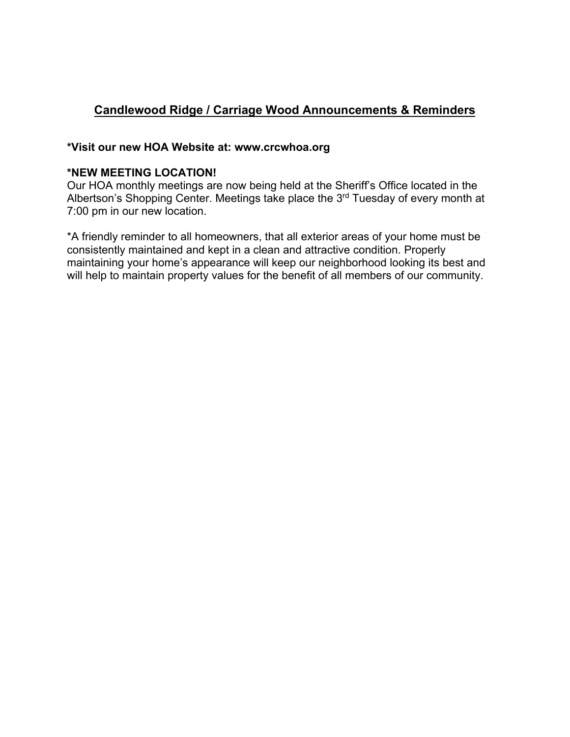## Candlewood Ridge / Carriage Wood Announcements & Reminders

**\*Visit our new HOA Website at: www.crcwhoa.org**

**\*NEW MEETING LOCATION!**
Our HOA monthly meetings are now being held at the Sheriff's Office located in the Albertson's Shopping Center. Meetings take place the 3rd Tuesday of every month at 7:00 pm in our new location.

*A friendly reminder to all homeowners, that all exterior areas of your home must be consistently maintained and kept in a clean and attractive condition. Properly maintaining your home's appearance will keep our neighborhood looking its best and will help to maintain property values for the benefit of all members of our community.